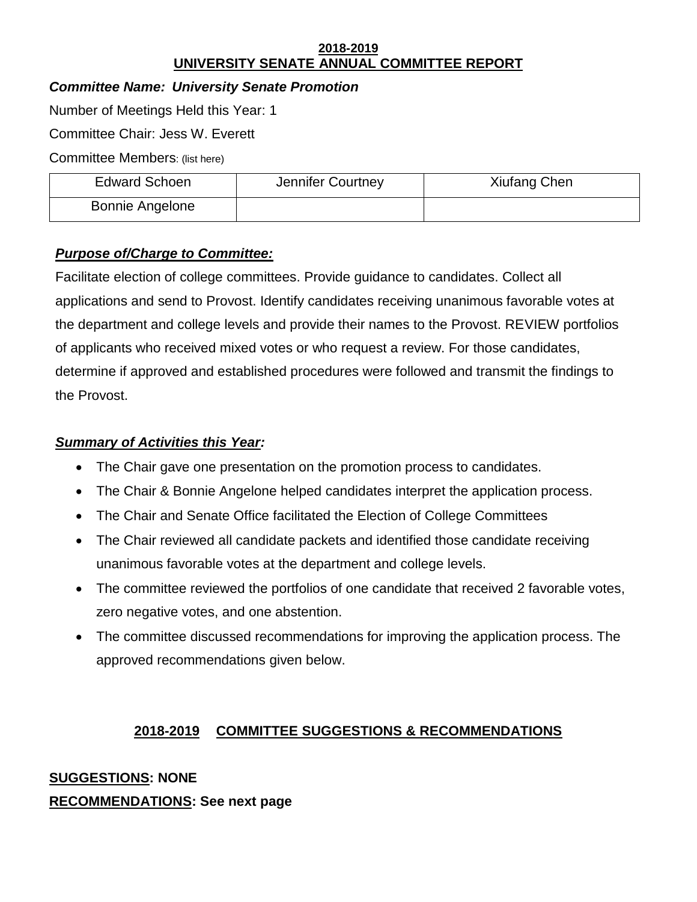**2018-2019**
**UNIVERSITY SENATE ANNUAL COMMITTEE REPORT**

***Committee Name: University Senate Promotion***

Number of Meetings Held this Year: 1

Committee Chair: Jess W. Everett

Committee Members: (list here)

| | | |
|---|---|---|
| Edward Schoen | Jennifer Courtney | Xiufang Chen |
| Bonnie Angelone | | |

## ***Purpose of/Charge to Committee:***

Facilitate election of college committees. Provide guidance to candidates. Collect all applications and send to Provost. Identify candidates receiving unanimous favorable votes at the department and college levels and provide their names to the Provost. REVIEW portfolios of applicants who received mixed votes or who request a review. For those candidates, determine if approved and established procedures were followed and transmit the findings to the Provost.

## ***Summary of Activities this Year:***

- The Chair gave one presentation on the promotion process to candidates.
- The Chair & Bonnie Angelone helped candidates interpret the application process.
- The Chair and Senate Office facilitated the Election of College Committees
- The Chair reviewed all candidate packets and identified those candidate receiving unanimous favorable votes at the department and college levels.
- The committee reviewed the portfolios of one candidate that received 2 favorable votes, zero negative votes, and one abstention.
- The committee discussed recommendations for improving the application process. The approved recommendations given below.

## **2018-2019 COMMITTEE SUGGESTIONS & RECOMMENDATIONS**

**SUGGESTIONS: NONE**

**RECOMMENDATIONS: See next page**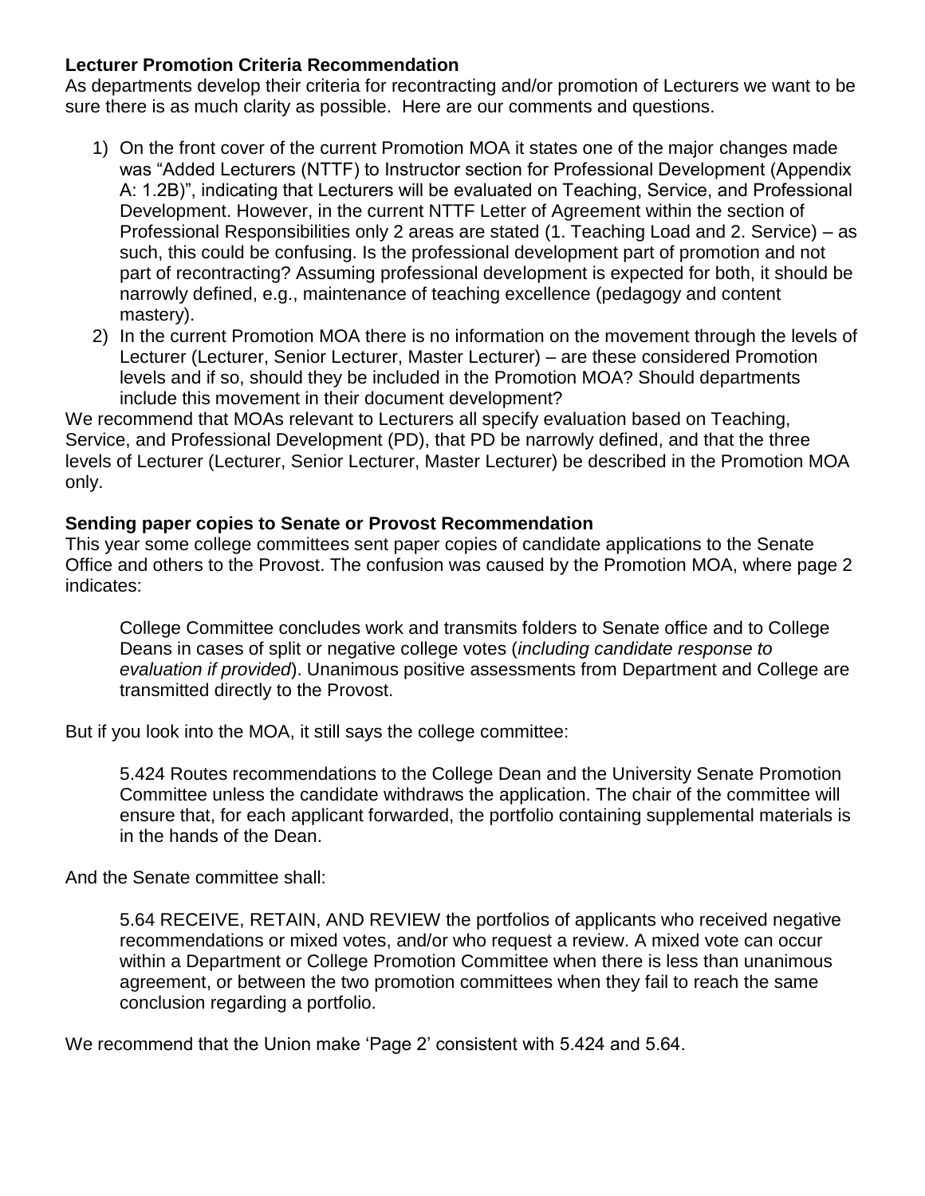**Lecturer Promotion Criteria Recommendation**

As departments develop their criteria for recontracting and/or promotion of Lecturers we want to be sure there is as much clarity as possible. Here are our comments and questions.

1) On the front cover of the current Promotion MOA it states one of the major changes made was "Added Lecturers (NTTF) to Instructor section for Professional Development (Appendix A: 1.2B)", indicating that Lecturers will be evaluated on Teaching, Service, and Professional Development. However, in the current NTTF Letter of Agreement within the section of Professional Responsibilities only 2 areas are stated (1. Teaching Load and 2. Service) – as such, this could be confusing. Is the professional development part of promotion and not part of recontracting? Assuming professional development is expected for both, it should be narrowly defined, e.g., maintenance of teaching excellence (pedagogy and content mastery).
2) In the current Promotion MOA there is no information on the movement through the levels of Lecturer (Lecturer, Senior Lecturer, Master Lecturer) – are these considered Promotion levels and if so, should they be included in the Promotion MOA? Should departments include this movement in their document development?

We recommend that MOAs relevant to Lecturers all specify evaluation based on Teaching, Service, and Professional Development (PD), that PD be narrowly defined, and that the three levels of Lecturer (Lecturer, Senior Lecturer, Master Lecturer) be described in the Promotion MOA only.

**Sending paper copies to Senate or Provost Recommendation**

This year some college committees sent paper copies of candidate applications to the Senate Office and others to the Provost. The confusion was caused by the Promotion MOA, where page 2 indicates:

> College Committee concludes work and transmits folders to Senate office and to College Deans in cases of split or negative college votes (*including candidate response to evaluation if provided*). Unanimous positive assessments from Department and College are transmitted directly to the Provost.

But if you look into the MOA, it still says the college committee:

> 5.424 Routes recommendations to the College Dean and the University Senate Promotion Committee unless the candidate withdraws the application. The chair of the committee will ensure that, for each applicant forwarded, the portfolio containing supplemental materials is in the hands of the Dean.

And the Senate committee shall:

> 5.64 RECEIVE, RETAIN, AND REVIEW the portfolios of applicants who received negative recommendations or mixed votes, and/or who request a review. A mixed vote can occur within a Department or College Promotion Committee when there is less than unanimous agreement, or between the two promotion committees when they fail to reach the same conclusion regarding a portfolio.

We recommend that the Union make 'Page 2' consistent with 5.424 and 5.64.